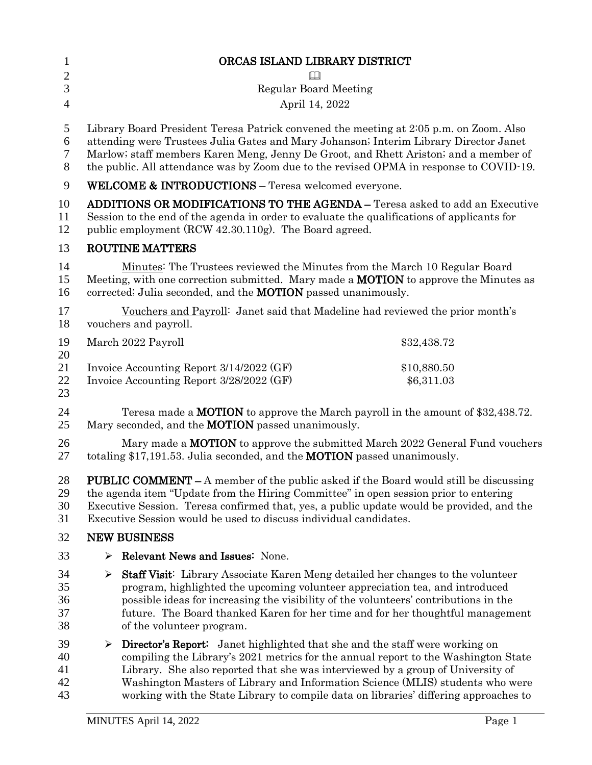# ORCAS ISLAND LIBRARY DISTRICT

Regular Board Meeting

April 14, 2022

Library Board President Teresa Patrick convened the meeting at 2:05 p.m. on Zoom. Also attending were Trustees Julia Gates and Mary Johanson; Interim Library Director Janet Marlow; staff members Karen Meng, Jenny De Groot, and Rhett Ariston; and a member of the public. All attendance was by Zoom due to the revised OPMA in response to COVID-19.

**WELCOME & INTRODUCTIONS –** Teresa welcomed everyone.

**ADDITIONS OR MODIFICATIONS TO THE AGENDA –** Teresa asked to add an Executive Session to the end of the agenda in order to evaluate the qualifications of applicants for public employment (RCW 42.30.110g). The Board agreed.

## ROUTINE MATTERS

Minutes: The Trustees reviewed the Minutes from the March 10 Regular Board Meeting, with one correction submitted. Mary made a **MOTION** to approve the Minutes as corrected; Julia seconded, and the **MOTION** passed unanimously.

Vouchers and Payroll: Janet said that Madeline had reviewed the prior month's vouchers and payroll.

| | |
|---|---|
| March 2022 Payroll | \$32,438.72 |
| Invoice Accounting Report 3/14/2022 (GF) | \$10,880.50 |
| Invoice Accounting Report 3/28/2022 (GF) | \$6,311.03 |

Teresa made a **MOTION** to approve the March payroll in the amount of \$32,438.72. Mary seconded, and the **MOTION** passed unanimously.

Mary made a **MOTION** to approve the submitted March 2022 General Fund vouchers totaling \$17,191.53. Julia seconded, and the **MOTION** passed unanimously.

**PUBLIC COMMENT –** A member of the public asked if the Board would still be discussing the agenda item "Update from the Hiring Committee" in open session prior to entering Executive Session. Teresa confirmed that, yes, a public update would be provided, and the Executive Session would be used to discuss individual candidates.

## NEW BUSINESS

- **Relevant News and Issues:** None.
- **Staff Visit:** Library Associate Karen Meng detailed her changes to the volunteer program, highlighted the upcoming volunteer appreciation tea, and introduced possible ideas for increasing the visibility of the volunteers' contributions in the future. The Board thanked Karen for her time and for her thoughtful management of the volunteer program.
- **Director's Report:** Janet highlighted that she and the staff were working on compiling the Library's 2021 metrics for the annual report to the Washington State Library. She also reported that she was interviewed by a group of University of Washington Masters of Library and Information Science (MLIS) students who were working with the State Library to compile data on libraries' differing approaches to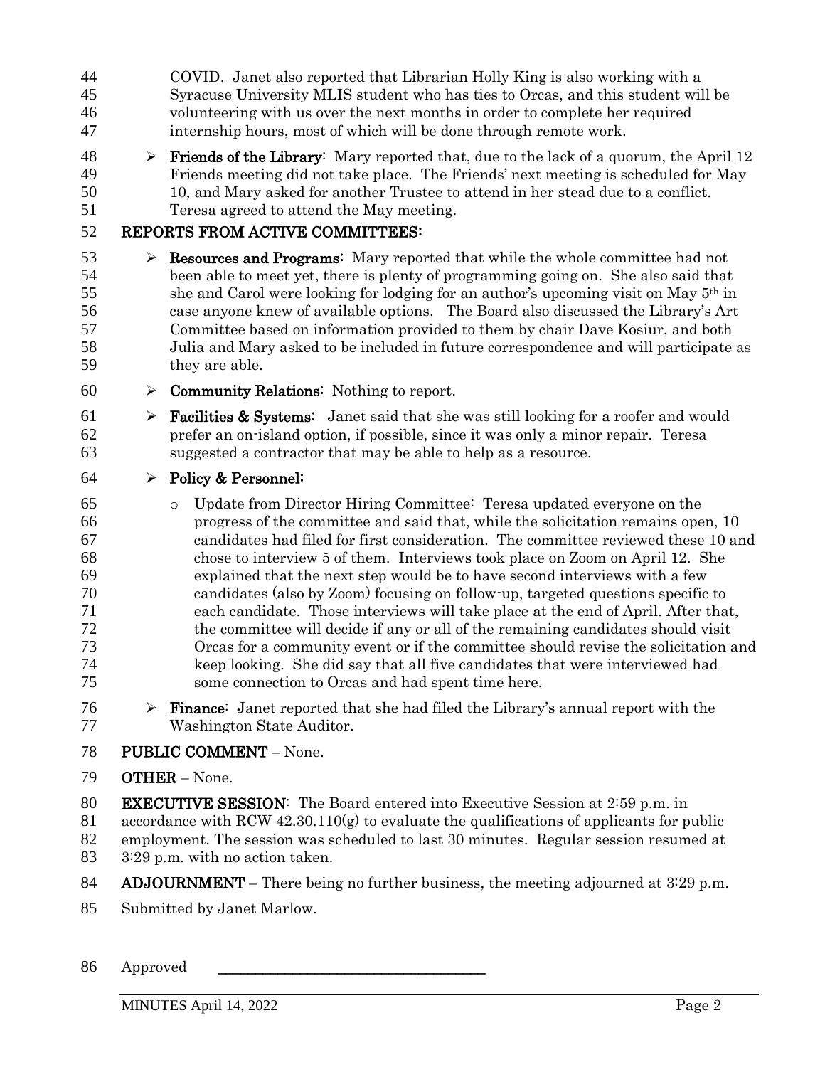COVID. Janet also reported that Librarian Holly King is also working with a Syracuse University MLIS student who has ties to Orcas, and this student will be volunteering with us over the next months in order to complete her required internship hours, most of which will be done through remote work.

- **Friends of the Library**: Mary reported that, due to the lack of a quorum, the April 12 Friends meeting did not take place. The Friends' next meeting is scheduled for May 10, and Mary asked for another Trustee to attend in her stead due to a conflict. Teresa agreed to attend the May meeting.

## REPORTS FROM ACTIVE COMMITTEES:

- **Resources and Programs**: Mary reported that while the whole committee had not been able to meet yet, there is plenty of programming going on. She also said that she and Carol were looking for lodging for an author's upcoming visit on May 5th in case anyone knew of available options. The Board also discussed the Library's Art Committee based on information provided to them by chair Dave Kosiur, and both Julia and Mary asked to be included in future correspondence and will participate as they are able.
- **Community Relations**: Nothing to report.
- **Facilities & Systems**: Janet said that she was still looking for a roofer and would prefer an on-island option, if possible, since it was only a minor repair. Teresa suggested a contractor that may be able to help as a resource.
- **Policy & Personnel**:
  - Update from Director Hiring Committee: Teresa updated everyone on the progress of the committee and said that, while the solicitation remains open, 10 candidates had filed for first consideration. The committee reviewed these 10 and chose to interview 5 of them. Interviews took place on Zoom on April 12. She explained that the next step would be to have second interviews with a few candidates (also by Zoom) focusing on follow-up, targeted questions specific to each candidate. Those interviews will take place at the end of April. After that, the committee will decide if any or all of the remaining candidates should visit Orcas for a community event or if the committee should revise the solicitation and keep looking. She did say that all five candidates that were interviewed had some connection to Orcas and had spent time here.
- **Finance**: Janet reported that she had filed the Library's annual report with the Washington State Auditor.

**PUBLIC COMMENT** – None.

**OTHER** – None.

**EXECUTIVE SESSION**: The Board entered into Executive Session at 2:59 p.m. in accordance with RCW 42.30.110(g) to evaluate the qualifications of applicants for public employment. The session was scheduled to last 30 minutes. Regular session resumed at 3:29 p.m. with no action taken.

**ADJOURNMENT** – There being no further business, the meeting adjourned at 3:29 p.m.

Submitted by Janet Marlow.

Approved \_\_\_\_\_\_\_\_\_\_\_\_\_\_\_\_\_\_\_\_\_\_\_\_\_\_\_\_\_\_\_\_\_\_\_\_